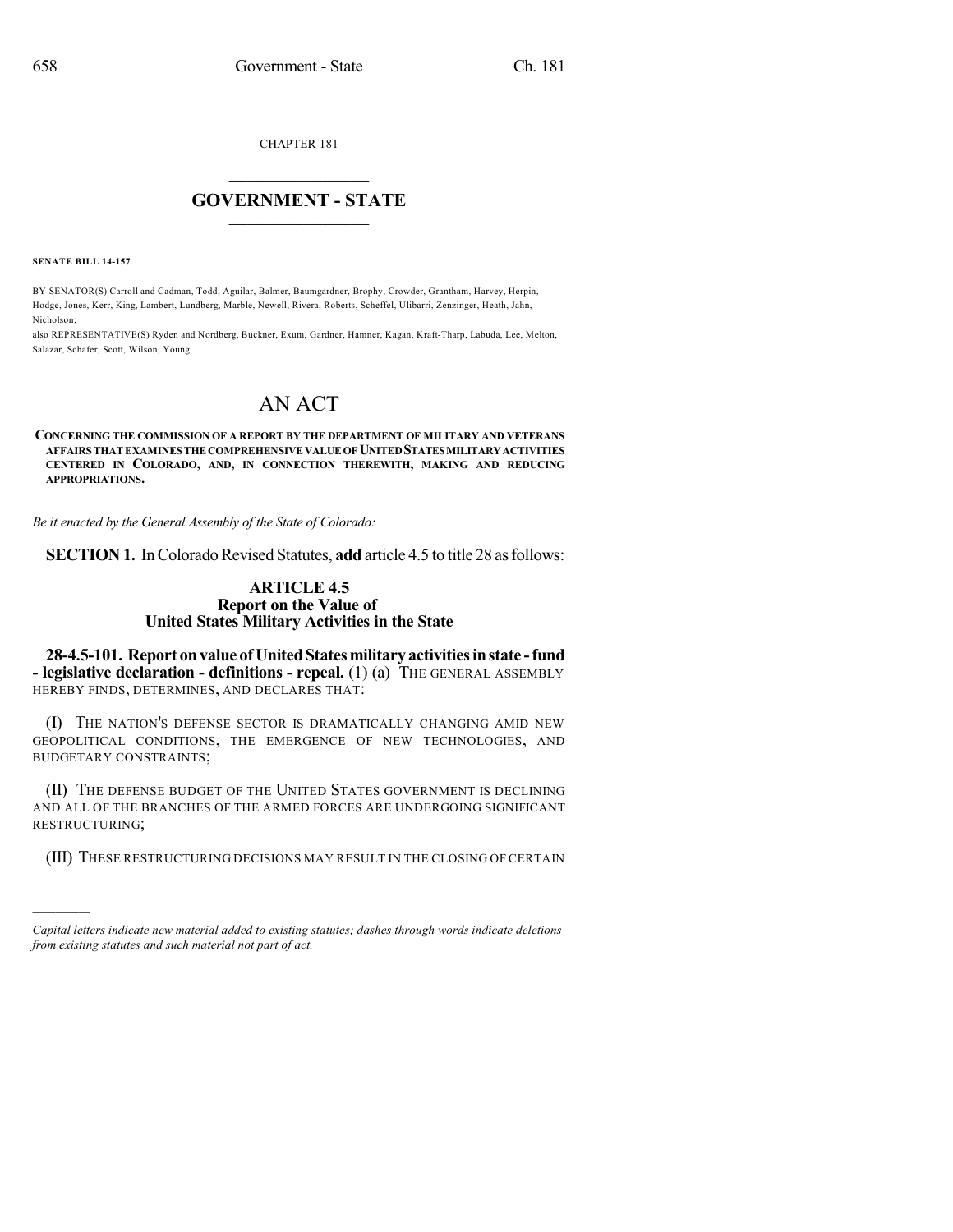CHAPTER 181

# GOVERNMENT - STATE

**SENATE BILL 14-157**

BY SENATOR(S) Carroll and Cadman, Todd, Aguilar, Balmer, Baumgardner, Brophy, Crowder, Grantham, Harvey, Herpin, Hodge, Jones, Kerr, King, Lambert, Lundberg, Marble, Newell, Rivera, Roberts, Scheffel, Ulibarri, Zenzinger, Heath, Jahn, Nicholson;

also REPRESENTATIVE(S) Ryden and Nordberg, Buckner, Exum, Gardner, Hamner, Kagan, Kraft-Tharp, Labuda, Lee, Melton, Salazar, Schafer, Scott, Wilson, Young.

# AN ACT

**CONCERNING THE COMMISSION OF A REPORT BY THE DEPARTMENT OF MILITARY AND VETERANS AFFAIRS THAT EXAMINES THE COMPREHENSIVE VALUE OF UNITED STATES MILITARY ACTIVITIES CENTERED IN COLORADO, AND, IN CONNECTION THEREWITH, MAKING AND REDUCING APPROPRIATIONS.**

*Be it enacted by the General Assembly of the State of Colorado:*

**SECTION 1.** In Colorado Revised Statutes, **add** article 4.5 to title 28 as follows:

### ARTICLE 4.5
### Report on the Value of United States Military Activities in the State

**28-4.5-101. Report on value of United States military activities in state - fund - legislative declaration - definitions - repeal.** (1) (a) THE GENERAL ASSEMBLY HEREBY FINDS, DETERMINES, AND DECLARES THAT:

(I) THE NATION'S DEFENSE SECTOR IS DRAMATICALLY CHANGING AMID NEW GEOPOLITICAL CONDITIONS, THE EMERGENCE OF NEW TECHNOLOGIES, AND BUDGETARY CONSTRAINTS;

(II) THE DEFENSE BUDGET OF THE UNITED STATES GOVERNMENT IS DECLINING AND ALL OF THE BRANCHES OF THE ARMED FORCES ARE UNDERGOING SIGNIFICANT RESTRUCTURING;

(III) THESE RESTRUCTURING DECISIONS MAY RESULT IN THE CLOSING OF CERTAIN

---

*Capital letters indicate new material added to existing statutes; dashes through words indicate deletions from existing statutes and such material not part of act.*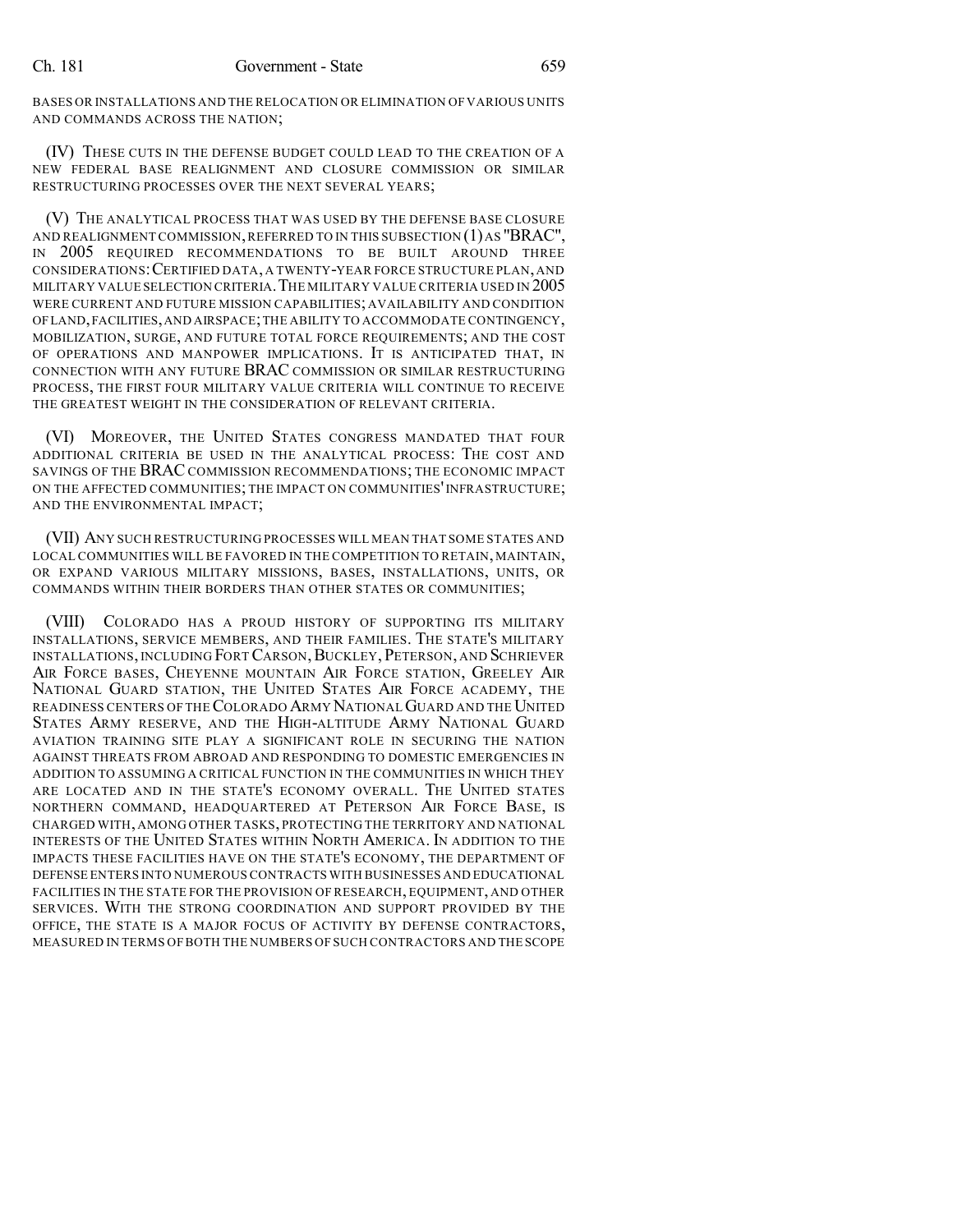BASES OR INSTALLATIONS AND THE RELOCATION OR ELIMINATION OF VARIOUS UNITS AND COMMANDS ACROSS THE NATION;

(IV) THESE CUTS IN THE DEFENSE BUDGET COULD LEAD TO THE CREATION OF A NEW FEDERAL BASE REALIGNMENT AND CLOSURE COMMISSION OR SIMILAR RESTRUCTURING PROCESSES OVER THE NEXT SEVERAL YEARS;

(V) THE ANALYTICAL PROCESS THAT WAS USED BY THE DEFENSE BASE CLOSURE AND REALIGNMENT COMMISSION, REFERRED TO IN THIS SUBSECTION (1) AS "BRAC", IN 2005 REQUIRED RECOMMENDATIONS TO BE BUILT AROUND THREE CONSIDERATIONS: CERTIFIED DATA, A TWENTY-YEAR FORCE STRUCTURE PLAN, AND MILITARY VALUE SELECTION CRITERIA. THE MILITARY VALUE CRITERIA USED IN 2005 WERE CURRENT AND FUTURE MISSION CAPABILITIES; AVAILABILITY AND CONDITION OF LAND, FACILITIES, AND AIRSPACE; THE ABILITY TO ACCOMMODATE CONTINGENCY, MOBILIZATION, SURGE, AND FUTURE TOTAL FORCE REQUIREMENTS; AND THE COST OF OPERATIONS AND MANPOWER IMPLICATIONS. IT IS ANTICIPATED THAT, IN CONNECTION WITH ANY FUTURE BRAC COMMISSION OR SIMILAR RESTRUCTURING PROCESS, THE FIRST FOUR MILITARY VALUE CRITERIA WILL CONTINUE TO RECEIVE THE GREATEST WEIGHT IN THE CONSIDERATION OF RELEVANT CRITERIA.

(VI) MOREOVER, THE UNITED STATES CONGRESS MANDATED THAT FOUR ADDITIONAL CRITERIA BE USED IN THE ANALYTICAL PROCESS: THE COST AND SAVINGS OF THE BRAC COMMISSION RECOMMENDATIONS; THE ECONOMIC IMPACT ON THE AFFECTED COMMUNITIES; THE IMPACT ON COMMUNITIES' INFRASTRUCTURE; AND THE ENVIRONMENTAL IMPACT;

(VII) ANY SUCH RESTRUCTURING PROCESSES WILL MEAN THAT SOME STATES AND LOCAL COMMUNITIES WILL BE FAVORED IN THE COMPETITION TO RETAIN, MAINTAIN, OR EXPAND VARIOUS MILITARY MISSIONS, BASES, INSTALLATIONS, UNITS, OR COMMANDS WITHIN THEIR BORDERS THAN OTHER STATES OR COMMUNITIES;

(VIII) COLORADO HAS A PROUD HISTORY OF SUPPORTING ITS MILITARY INSTALLATIONS, SERVICE MEMBERS, AND THEIR FAMILIES. THE STATE'S MILITARY INSTALLATIONS, INCLUDING FORT CARSON, BUCKLEY, PETERSON, AND SCHRIEVER AIR FORCE BASES, CHEYENNE MOUNTAIN AIR FORCE STATION, GREELEY AIR NATIONAL GUARD STATION, THE UNITED STATES AIR FORCE ACADEMY, THE READINESS CENTERS OF THE COLORADO ARMY NATIONAL GUARD AND THE UNITED STATES ARMY RESERVE, AND THE HIGH-ALTITUDE ARMY NATIONAL GUARD AVIATION TRAINING SITE PLAY A SIGNIFICANT ROLE IN SECURING THE NATION AGAINST THREATS FROM ABROAD AND RESPONDING TO DOMESTIC EMERGENCIES IN ADDITION TO ASSUMING A CRITICAL FUNCTION IN THE COMMUNITIES IN WHICH THEY ARE LOCATED AND IN THE STATE'S ECONOMY OVERALL. THE UNITED STATES NORTHERN COMMAND, HEADQUARTERED AT PETERSON AIR FORCE BASE, IS CHARGED WITH, AMONG OTHER TASKS, PROTECTING THE TERRITORY AND NATIONAL INTERESTS OF THE UNITED STATES WITHIN NORTH AMERICA. IN ADDITION TO THE IMPACTS THESE FACILITIES HAVE ON THE STATE'S ECONOMY, THE DEPARTMENT OF DEFENSE ENTERS INTO NUMEROUS CONTRACTS WITH BUSINESSES AND EDUCATIONAL FACILITIES IN THE STATE FOR THE PROVISION OF RESEARCH, EQUIPMENT, AND OTHER SERVICES. WITH THE STRONG COORDINATION AND SUPPORT PROVIDED BY THE OFFICE, THE STATE IS A MAJOR FOCUS OF ACTIVITY BY DEFENSE CONTRACTORS, MEASURED IN TERMS OF BOTH THE NUMBERS OF SUCH CONTRACTORS AND THE SCOPE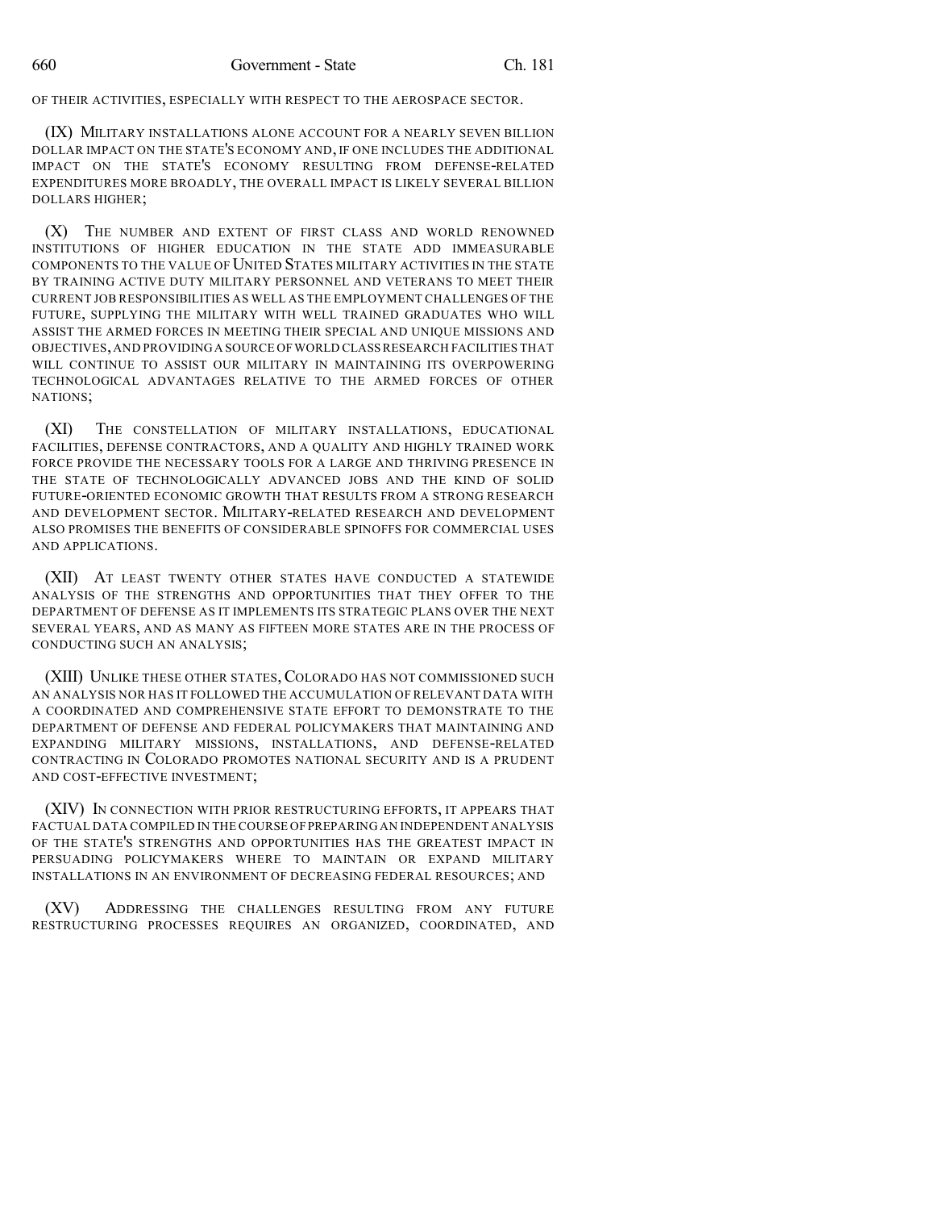OF THEIR ACTIVITIES, ESPECIALLY WITH RESPECT TO THE AEROSPACE SECTOR.

(IX) MILITARY INSTALLATIONS ALONE ACCOUNT FOR A NEARLY SEVEN BILLION DOLLAR IMPACT ON THE STATE'S ECONOMY AND, IF ONE INCLUDES THE ADDITIONAL IMPACT ON THE STATE'S ECONOMY RESULTING FROM DEFENSE-RELATED EXPENDITURES MORE BROADLY, THE OVERALL IMPACT IS LIKELY SEVERAL BILLION DOLLARS HIGHER;

(X) THE NUMBER AND EXTENT OF FIRST CLASS AND WORLD RENOWNED INSTITUTIONS OF HIGHER EDUCATION IN THE STATE ADD IMMEASURABLE COMPONENTS TO THE VALUE OF UNITED STATES MILITARY ACTIVITIES IN THE STATE BY TRAINING ACTIVE DUTY MILITARY PERSONNEL AND VETERANS TO MEET THEIR CURRENT JOB RESPONSIBILITIES AS WELL AS THE EMPLOYMENT CHALLENGES OF THE FUTURE, SUPPLYING THE MILITARY WITH WELL TRAINED GRADUATES WHO WILL ASSIST THE ARMED FORCES IN MEETING THEIR SPECIAL AND UNIQUE MISSIONS AND OBJECTIVES, AND PROVIDING A SOURCE OF WORLD CLASS RESEARCH FACILITIES THAT WILL CONTINUE TO ASSIST OUR MILITARY IN MAINTAINING ITS OVERPOWERING TECHNOLOGICAL ADVANTAGES RELATIVE TO THE ARMED FORCES OF OTHER NATIONS;

(XI) THE CONSTELLATION OF MILITARY INSTALLATIONS, EDUCATIONAL FACILITIES, DEFENSE CONTRACTORS, AND A QUALITY AND HIGHLY TRAINED WORK FORCE PROVIDE THE NECESSARY TOOLS FOR A LARGE AND THRIVING PRESENCE IN THE STATE OF TECHNOLOGICALLY ADVANCED JOBS AND THE KIND OF SOLID FUTURE-ORIENTED ECONOMIC GROWTH THAT RESULTS FROM A STRONG RESEARCH AND DEVELOPMENT SECTOR. MILITARY-RELATED RESEARCH AND DEVELOPMENT ALSO PROMISES THE BENEFITS OF CONSIDERABLE SPINOFFS FOR COMMERCIAL USES AND APPLICATIONS.

(XII) AT LEAST TWENTY OTHER STATES HAVE CONDUCTED A STATEWIDE ANALYSIS OF THE STRENGTHS AND OPPORTUNITIES THAT THEY OFFER TO THE DEPARTMENT OF DEFENSE AS IT IMPLEMENTS ITS STRATEGIC PLANS OVER THE NEXT SEVERAL YEARS, AND AS MANY AS FIFTEEN MORE STATES ARE IN THE PROCESS OF CONDUCTING SUCH AN ANALYSIS;

(XIII) UNLIKE THESE OTHER STATES, COLORADO HAS NOT COMMISSIONED SUCH AN ANALYSIS NOR HAS IT FOLLOWED THE ACCUMULATION OF RELEVANT DATA WITH A COORDINATED AND COMPREHENSIVE STATE EFFORT TO DEMONSTRATE TO THE DEPARTMENT OF DEFENSE AND FEDERAL POLICYMAKERS THAT MAINTAINING AND EXPANDING MILITARY MISSIONS, INSTALLATIONS, AND DEFENSE-RELATED CONTRACTING IN COLORADO PROMOTES NATIONAL SECURITY AND IS A PRUDENT AND COST-EFFECTIVE INVESTMENT;

(XIV) IN CONNECTION WITH PRIOR RESTRUCTURING EFFORTS, IT APPEARS THAT FACTUAL DATA COMPILED IN THE COURSE OF PREPARING AN INDEPENDENT ANALYSIS OF THE STATE'S STRENGTHS AND OPPORTUNITIES HAS THE GREATEST IMPACT IN PERSUADING POLICYMAKERS WHERE TO MAINTAIN OR EXPAND MILITARY INSTALLATIONS IN AN ENVIRONMENT OF DECREASING FEDERAL RESOURCES; AND

(XV) ADDRESSING THE CHALLENGES RESULTING FROM ANY FUTURE RESTRUCTURING PROCESSES REQUIRES AN ORGANIZED, COORDINATED, AND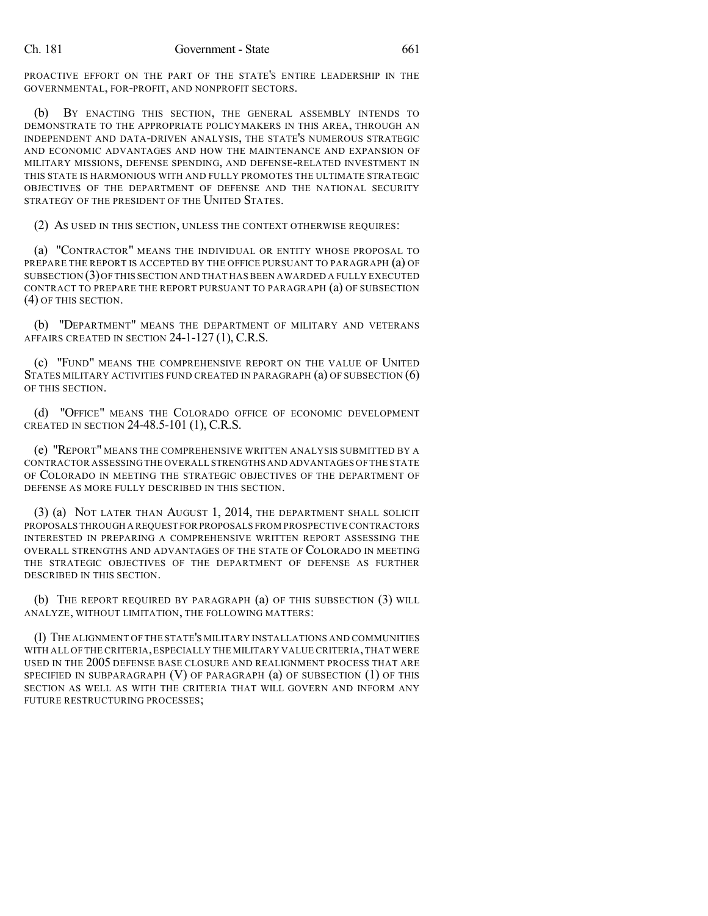PROACTIVE EFFORT ON THE PART OF THE STATE'S ENTIRE LEADERSHIP IN THE GOVERNMENTAL, FOR-PROFIT, AND NONPROFIT SECTORS.

(b) BY ENACTING THIS SECTION, THE GENERAL ASSEMBLY INTENDS TO DEMONSTRATE TO THE APPROPRIATE POLICYMAKERS IN THIS AREA, THROUGH AN INDEPENDENT AND DATA-DRIVEN ANALYSIS, THE STATE'S NUMEROUS STRATEGIC AND ECONOMIC ADVANTAGES AND HOW THE MAINTENANCE AND EXPANSION OF MILITARY MISSIONS, DEFENSE SPENDING, AND DEFENSE-RELATED INVESTMENT IN THIS STATE IS HARMONIOUS WITH AND FULLY PROMOTES THE ULTIMATE STRATEGIC OBJECTIVES OF THE DEPARTMENT OF DEFENSE AND THE NATIONAL SECURITY STRATEGY OF THE PRESIDENT OF THE UNITED STATES.

(2) AS USED IN THIS SECTION, UNLESS THE CONTEXT OTHERWISE REQUIRES:

(a) "CONTRACTOR" MEANS THE INDIVIDUAL OR ENTITY WHOSE PROPOSAL TO PREPARE THE REPORT IS ACCEPTED BY THE OFFICE PURSUANT TO PARAGRAPH (a) OF SUBSECTION (3) OF THIS SECTION AND THAT HAS BEEN AWARDED A FULLY EXECUTED CONTRACT TO PREPARE THE REPORT PURSUANT TO PARAGRAPH (a) OF SUBSECTION (4) OF THIS SECTION.

(b) "DEPARTMENT" MEANS THE DEPARTMENT OF MILITARY AND VETERANS AFFAIRS CREATED IN SECTION 24-1-127 (1), C.R.S.

(c) "FUND" MEANS THE COMPREHENSIVE REPORT ON THE VALUE OF UNITED STATES MILITARY ACTIVITIES FUND CREATED IN PARAGRAPH (a) OF SUBSECTION (6) OF THIS SECTION.

(d) "OFFICE" MEANS THE COLORADO OFFICE OF ECONOMIC DEVELOPMENT CREATED IN SECTION 24-48.5-101 (1), C.R.S.

(e) "REPORT" MEANS THE COMPREHENSIVE WRITTEN ANALYSIS SUBMITTED BY A CONTRACTOR ASSESSING THE OVERALL STRENGTHS AND ADVANTAGES OF THE STATE OF COLORADO IN MEETING THE STRATEGIC OBJECTIVES OF THE DEPARTMENT OF DEFENSE AS MORE FULLY DESCRIBED IN THIS SECTION.

(3) (a) NOT LATER THAN AUGUST 1, 2014, THE DEPARTMENT SHALL SOLICIT PROPOSALS THROUGH A REQUEST FOR PROPOSALS FROM PROSPECTIVE CONTRACTORS INTERESTED IN PREPARING A COMPREHENSIVE WRITTEN REPORT ASSESSING THE OVERALL STRENGTHS AND ADVANTAGES OF THE STATE OF COLORADO IN MEETING THE STRATEGIC OBJECTIVES OF THE DEPARTMENT OF DEFENSE AS FURTHER DESCRIBED IN THIS SECTION.

(b) THE REPORT REQUIRED BY PARAGRAPH (a) OF THIS SUBSECTION (3) WILL ANALYZE, WITHOUT LIMITATION, THE FOLLOWING MATTERS:

(I) THE ALIGNMENT OF THE STATE'S MILITARY INSTALLATIONS AND COMMUNITIES WITH ALL OF THE CRITERIA, ESPECIALLY THE MILITARY VALUE CRITERIA, THAT WERE USED IN THE 2005 DEFENSE BASE CLOSURE AND REALIGNMENT PROCESS THAT ARE SPECIFIED IN SUBPARAGRAPH (V) OF PARAGRAPH (a) OF SUBSECTION (1) OF THIS SECTION AS WELL AS WITH THE CRITERIA THAT WILL GOVERN AND INFORM ANY FUTURE RESTRUCTURING PROCESSES;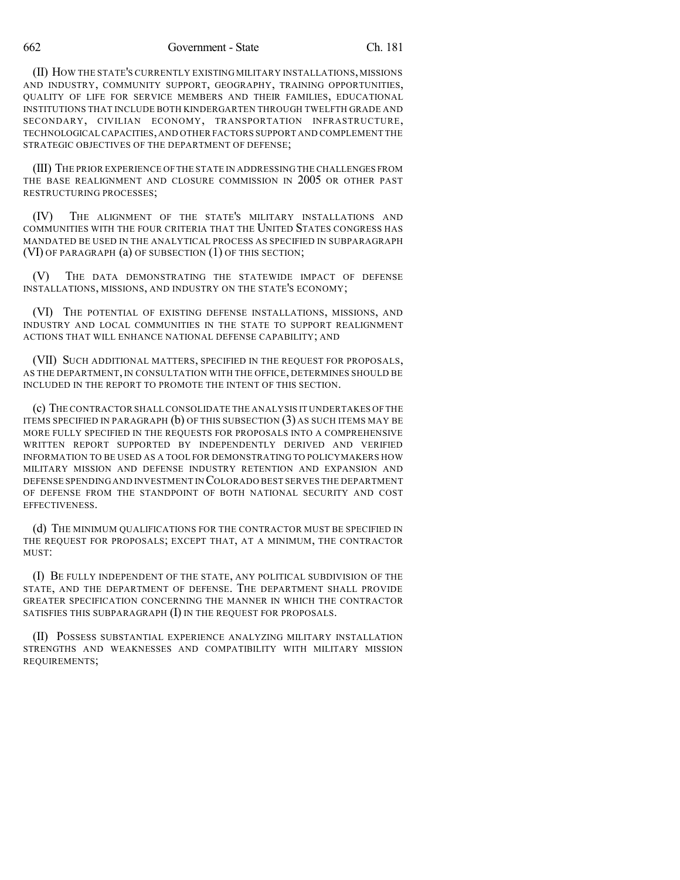(II) HOW THE STATE'S CURRENTLY EXISTING MILITARY INSTALLATIONS, MISSIONS AND INDUSTRY, COMMUNITY SUPPORT, GEOGRAPHY, TRAINING OPPORTUNITIES, QUALITY OF LIFE FOR SERVICE MEMBERS AND THEIR FAMILIES, EDUCATIONAL INSTITUTIONS THAT INCLUDE BOTH KINDERGARTEN THROUGH TWELFTH GRADE AND SECONDARY, CIVILIAN ECONOMY, TRANSPORTATION INFRASTRUCTURE, TECHNOLOGICAL CAPACITIES, AND OTHER FACTORS SUPPORT AND COMPLEMENT THE STRATEGIC OBJECTIVES OF THE DEPARTMENT OF DEFENSE;

(III) THE PRIOR EXPERIENCE OF THE STATE IN ADDRESSING THE CHALLENGES FROM THE BASE REALIGNMENT AND CLOSURE COMMISSION IN 2005 OR OTHER PAST RESTRUCTURING PROCESSES;

(IV) THE ALIGNMENT OF THE STATE'S MILITARY INSTALLATIONS AND COMMUNITIES WITH THE FOUR CRITERIA THAT THE UNITED STATES CONGRESS HAS MANDATED BE USED IN THE ANALYTICAL PROCESS AS SPECIFIED IN SUBPARAGRAPH (VI) OF PARAGRAPH (a) OF SUBSECTION (1) OF THIS SECTION;

(V) THE DATA DEMONSTRATING THE STATEWIDE IMPACT OF DEFENSE INSTALLATIONS, MISSIONS, AND INDUSTRY ON THE STATE'S ECONOMY;

(VI) THE POTENTIAL OF EXISTING DEFENSE INSTALLATIONS, MISSIONS, AND INDUSTRY AND LOCAL COMMUNITIES IN THE STATE TO SUPPORT REALIGNMENT ACTIONS THAT WILL ENHANCE NATIONAL DEFENSE CAPABILITY; AND

(VII) SUCH ADDITIONAL MATTERS, SPECIFIED IN THE REQUEST FOR PROPOSALS, AS THE DEPARTMENT, IN CONSULTATION WITH THE OFFICE, DETERMINES SHOULD BE INCLUDED IN THE REPORT TO PROMOTE THE INTENT OF THIS SECTION.

(c) THE CONTRACTOR SHALL CONSOLIDATE THE ANALYSIS IT UNDERTAKES OF THE ITEMS SPECIFIED IN PARAGRAPH (b) OF THIS SUBSECTION (3) AS SUCH ITEMS MAY BE MORE FULLY SPECIFIED IN THE REQUESTS FOR PROPOSALS INTO A COMPREHENSIVE WRITTEN REPORT SUPPORTED BY INDEPENDENTLY DERIVED AND VERIFIED INFORMATION TO BE USED AS A TOOL FOR DEMONSTRATING TO POLICYMAKERS HOW MILITARY MISSION AND DEFENSE INDUSTRY RETENTION AND EXPANSION AND DEFENSE SPENDING AND INVESTMENT IN COLORADO BEST SERVES THE DEPARTMENT OF DEFENSE FROM THE STANDPOINT OF BOTH NATIONAL SECURITY AND COST EFFECTIVENESS.

(d) THE MINIMUM QUALIFICATIONS FOR THE CONTRACTOR MUST BE SPECIFIED IN THE REQUEST FOR PROPOSALS; EXCEPT THAT, AT A MINIMUM, THE CONTRACTOR MUST:

(I) BE FULLY INDEPENDENT OF THE STATE, ANY POLITICAL SUBDIVISION OF THE STATE, AND THE DEPARTMENT OF DEFENSE. THE DEPARTMENT SHALL PROVIDE GREATER SPECIFICATION CONCERNING THE MANNER IN WHICH THE CONTRACTOR SATISFIES THIS SUBPARAGRAPH (I) IN THE REQUEST FOR PROPOSALS.

(II) POSSESS SUBSTANTIAL EXPERIENCE ANALYZING MILITARY INSTALLATION STRENGTHS AND WEAKNESSES AND COMPATIBILITY WITH MILITARY MISSION REQUIREMENTS;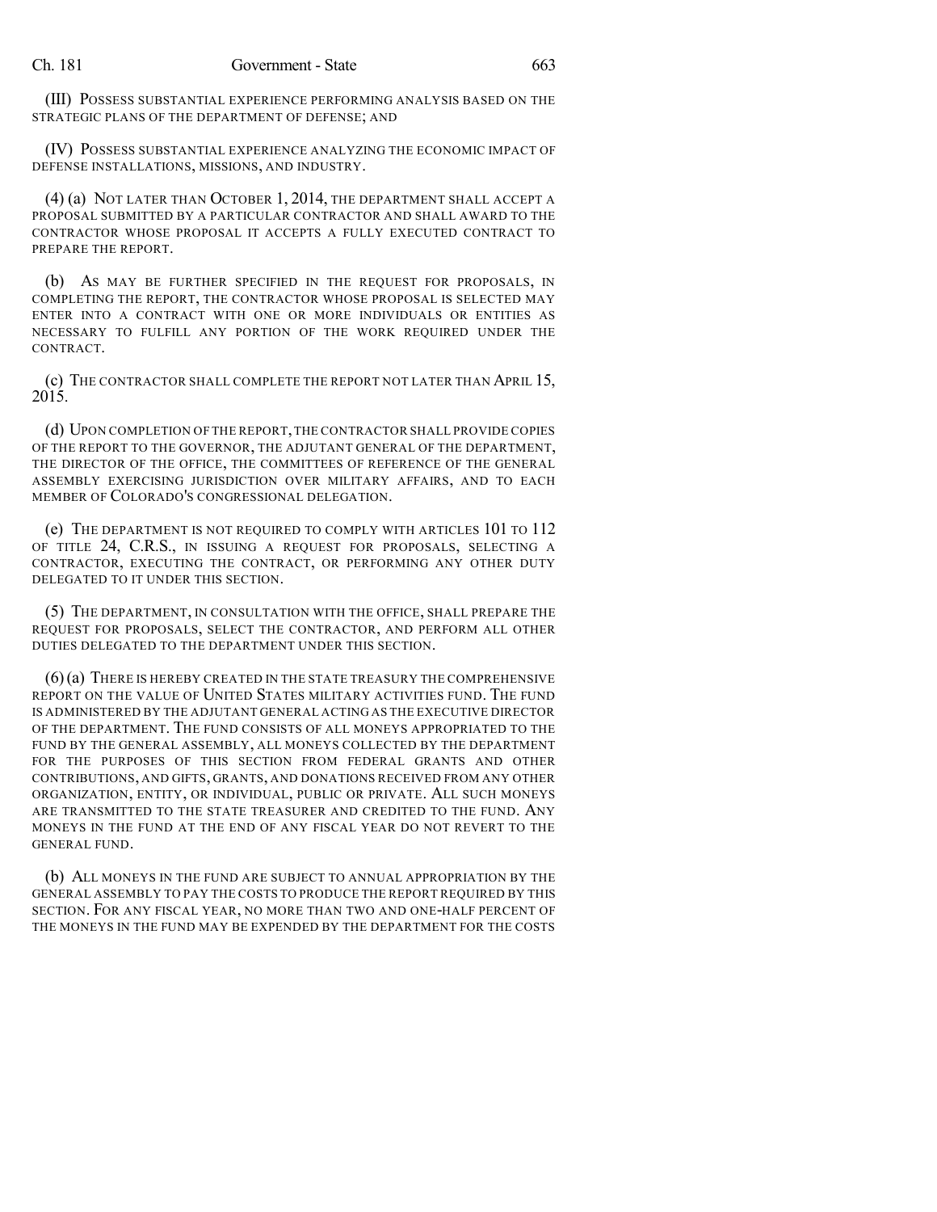(III) POSSESS SUBSTANTIAL EXPERIENCE PERFORMING ANALYSIS BASED ON THE STRATEGIC PLANS OF THE DEPARTMENT OF DEFENSE; AND

(IV) POSSESS SUBSTANTIAL EXPERIENCE ANALYZING THE ECONOMIC IMPACT OF DEFENSE INSTALLATIONS, MISSIONS, AND INDUSTRY.

(4) (a) NOT LATER THAN OCTOBER 1, 2014, THE DEPARTMENT SHALL ACCEPT A PROPOSAL SUBMITTED BY A PARTICULAR CONTRACTOR AND SHALL AWARD TO THE CONTRACTOR WHOSE PROPOSAL IT ACCEPTS A FULLY EXECUTED CONTRACT TO PREPARE THE REPORT.

(b) AS MAY BE FURTHER SPECIFIED IN THE REQUEST FOR PROPOSALS, IN COMPLETING THE REPORT, THE CONTRACTOR WHOSE PROPOSAL IS SELECTED MAY ENTER INTO A CONTRACT WITH ONE OR MORE INDIVIDUALS OR ENTITIES AS NECESSARY TO FULFILL ANY PORTION OF THE WORK REQUIRED UNDER THE CONTRACT.

(c) THE CONTRACTOR SHALL COMPLETE THE REPORT NOT LATER THAN APRIL 15, 2015.

(d) UPON COMPLETION OF THE REPORT, THE CONTRACTOR SHALL PROVIDE COPIES OF THE REPORT TO THE GOVERNOR, THE ADJUTANT GENERAL OF THE DEPARTMENT, THE DIRECTOR OF THE OFFICE, THE COMMITTEES OF REFERENCE OF THE GENERAL ASSEMBLY EXERCISING JURISDICTION OVER MILITARY AFFAIRS, AND TO EACH MEMBER OF COLORADO'S CONGRESSIONAL DELEGATION.

(e) THE DEPARTMENT IS NOT REQUIRED TO COMPLY WITH ARTICLES 101 TO 112 OF TITLE 24, C.R.S., IN ISSUING A REQUEST FOR PROPOSALS, SELECTING A CONTRACTOR, EXECUTING THE CONTRACT, OR PERFORMING ANY OTHER DUTY DELEGATED TO IT UNDER THIS SECTION.

(5) THE DEPARTMENT, IN CONSULTATION WITH THE OFFICE, SHALL PREPARE THE REQUEST FOR PROPOSALS, SELECT THE CONTRACTOR, AND PERFORM ALL OTHER DUTIES DELEGATED TO THE DEPARTMENT UNDER THIS SECTION.

(6) (a) THERE IS HEREBY CREATED IN THE STATE TREASURY THE COMPREHENSIVE REPORT ON THE VALUE OF UNITED STATES MILITARY ACTIVITIES FUND. THE FUND IS ADMINISTERED BY THE ADJUTANT GENERAL ACTING AS THE EXECUTIVE DIRECTOR OF THE DEPARTMENT. THE FUND CONSISTS OF ALL MONEYS APPROPRIATED TO THE FUND BY THE GENERAL ASSEMBLY, ALL MONEYS COLLECTED BY THE DEPARTMENT FOR THE PURPOSES OF THIS SECTION FROM FEDERAL GRANTS AND OTHER CONTRIBUTIONS, AND GIFTS, GRANTS, AND DONATIONS RECEIVED FROM ANY OTHER ORGANIZATION, ENTITY, OR INDIVIDUAL, PUBLIC OR PRIVATE. ALL SUCH MONEYS ARE TRANSMITTED TO THE STATE TREASURER AND CREDITED TO THE FUND. ANY MONEYS IN THE FUND AT THE END OF ANY FISCAL YEAR DO NOT REVERT TO THE GENERAL FUND.

(b) ALL MONEYS IN THE FUND ARE SUBJECT TO ANNUAL APPROPRIATION BY THE GENERAL ASSEMBLY TO PAY THE COSTS TO PRODUCE THE REPORT REQUIRED BY THIS SECTION. FOR ANY FISCAL YEAR, NO MORE THAN TWO AND ONE-HALF PERCENT OF THE MONEYS IN THE FUND MAY BE EXPENDED BY THE DEPARTMENT FOR THE COSTS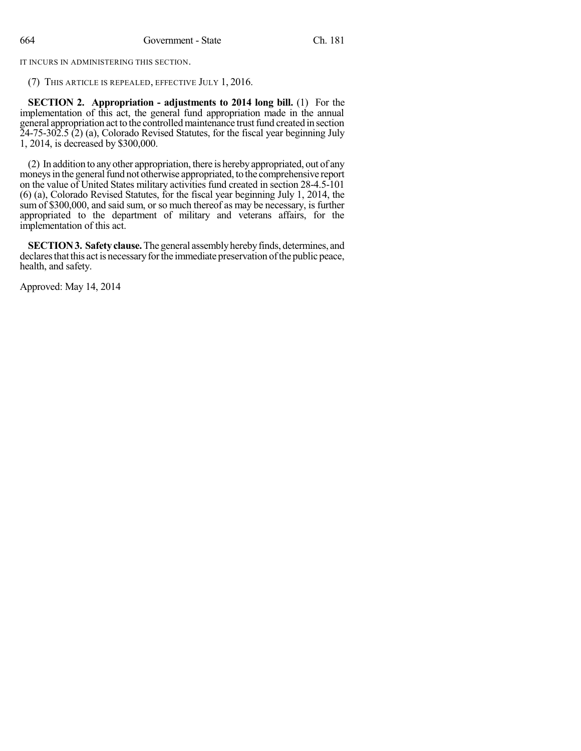IT INCURS IN ADMINISTERING THIS SECTION.

(7) THIS ARTICLE IS REPEALED, EFFECTIVE JULY 1, 2016.

**SECTION 2. Appropriation - adjustments to 2014 long bill.** (1) For the implementation of this act, the general fund appropriation made in the annual general appropriation act to the controlled maintenance trust fund created in section 24-75-302.5 (2) (a), Colorado Revised Statutes, for the fiscal year beginning July 1, 2014, is decreased by $300,000.

(2) In addition to any other appropriation, there is hereby appropriated, out of any moneys in the general fund not otherwise appropriated, to the comprehensive report on the value of United States military activities fund created in section 28-4.5-101 (6) (a), Colorado Revised Statutes, for the fiscal year beginning July 1, 2014, the sum of $300,000, and said sum, or so much thereof as may be necessary, is further appropriated to the department of military and veterans affairs, for the implementation of this act.

**SECTION 3. Safety clause.** The general assembly hereby finds, determines, and declares that this act is necessary for the immediate preservation of the public peace, health, and safety.

Approved: May 14, 2014